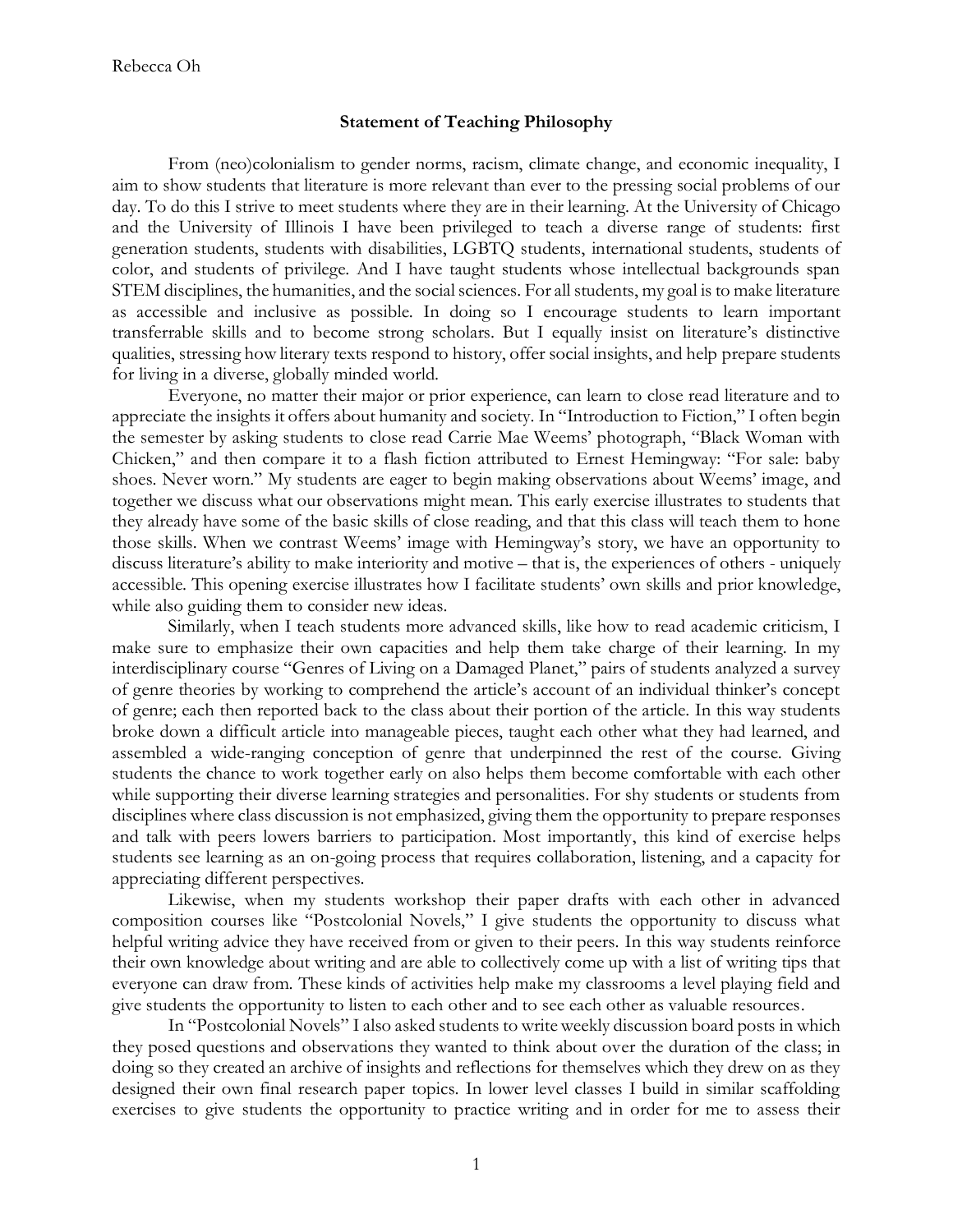Rebecca Oh

**Statement of Teaching Philosophy**

From (neo)colonialism to gender norms, racism, climate change, and economic inequality, I aim to show students that literature is more relevant than ever to the pressing social problems of our day. To do this I strive to meet students where they are in their learning. At the University of Chicago and the University of Illinois I have been privileged to teach a diverse range of students: first generation students, students with disabilities, LGBTQ students, international students, students of color, and students of privilege. And I have taught students whose intellectual backgrounds span STEM disciplines, the humanities, and the social sciences. For all students, my goal is to make literature as accessible and inclusive as possible. In doing so I encourage students to learn important transferrable skills and to become strong scholars. But I equally insist on literature's distinctive qualities, stressing how literary texts respond to history, offer social insights, and help prepare students for living in a diverse, globally minded world.

Everyone, no matter their major or prior experience, can learn to close read literature and to appreciate the insights it offers about humanity and society. In "Introduction to Fiction," I often begin the semester by asking students to close read Carrie Mae Weems' photograph, "Black Woman with Chicken," and then compare it to a flash fiction attributed to Ernest Hemingway: "For sale: baby shoes. Never worn." My students are eager to begin making observations about Weems' image, and together we discuss what our observations might mean. This early exercise illustrates to students that they already have some of the basic skills of close reading, and that this class will teach them to hone those skills. When we contrast Weems' image with Hemingway's story, we have an opportunity to discuss literature's ability to make interiority and motive – that is, the experiences of others - uniquely accessible. This opening exercise illustrates how I facilitate students' own skills and prior knowledge, while also guiding them to consider new ideas.

Similarly, when I teach students more advanced skills, like how to read academic criticism, I make sure to emphasize their own capacities and help them take charge of their learning. In my interdisciplinary course "Genres of Living on a Damaged Planet," pairs of students analyzed a survey of genre theories by working to comprehend the article's account of an individual thinker's concept of genre; each then reported back to the class about their portion of the article. In this way students broke down a difficult article into manageable pieces, taught each other what they had learned, and assembled a wide-ranging conception of genre that underpinned the rest of the course. Giving students the chance to work together early on also helps them become comfortable with each other while supporting their diverse learning strategies and personalities. For shy students or students from disciplines where class discussion is not emphasized, giving them the opportunity to prepare responses and talk with peers lowers barriers to participation. Most importantly, this kind of exercise helps students see learning as an on-going process that requires collaboration, listening, and a capacity for appreciating different perspectives.

Likewise, when my students workshop their paper drafts with each other in advanced composition courses like "Postcolonial Novels," I give students the opportunity to discuss what helpful writing advice they have received from or given to their peers. In this way students reinforce their own knowledge about writing and are able to collectively come up with a list of writing tips that everyone can draw from. These kinds of activities help make my classrooms a level playing field and give students the opportunity to listen to each other and to see each other as valuable resources.

In "Postcolonial Novels" I also asked students to write weekly discussion board posts in which they posed questions and observations they wanted to think about over the duration of the class; in doing so they created an archive of insights and reflections for themselves which they drew on as they designed their own final research paper topics. In lower level classes I build in similar scaffolding exercises to give students the opportunity to practice writing and in order for me to assess their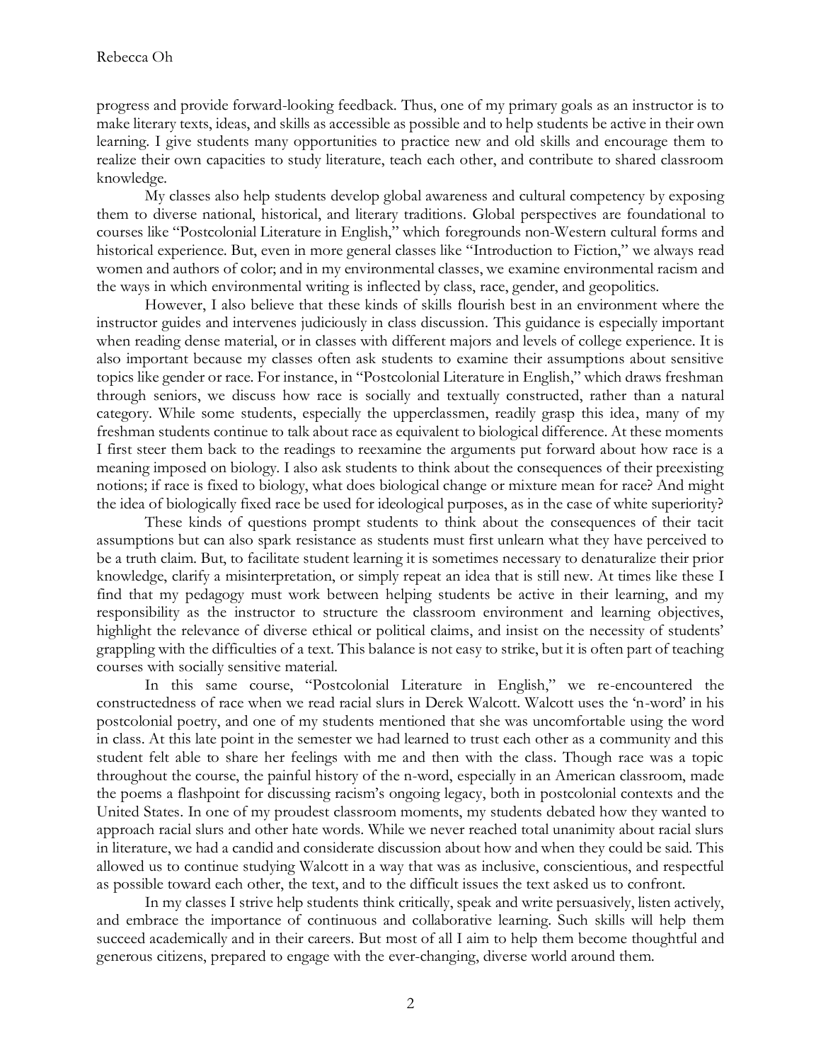progress and provide forward-looking feedback. Thus, one of my primary goals as an instructor is to make literary texts, ideas, and skills as accessible as possible and to help students be active in their own learning. I give students many opportunities to practice new and old skills and encourage them to realize their own capacities to study literature, teach each other, and contribute to shared classroom knowledge.

My classes also help students develop global awareness and cultural competency by exposing them to diverse national, historical, and literary traditions. Global perspectives are foundational to courses like "Postcolonial Literature in English," which foregrounds non-Western cultural forms and historical experience. But, even in more general classes like "Introduction to Fiction," we always read women and authors of color; and in my environmental classes, we examine environmental racism and the ways in which environmental writing is inflected by class, race, gender, and geopolitics.

However, I also believe that these kinds of skills flourish best in an environment where the instructor guides and intervenes judiciously in class discussion. This guidance is especially important when reading dense material, or in classes with different majors and levels of college experience. It is also important because my classes often ask students to examine their assumptions about sensitive topics like gender or race. For instance, in "Postcolonial Literature in English," which draws freshman through seniors, we discuss how race is socially and textually constructed, rather than a natural category. While some students, especially the upperclassmen, readily grasp this idea, many of my freshman students continue to talk about race as equivalent to biological difference. At these moments I first steer them back to the readings to reexamine the arguments put forward about how race is a meaning imposed on biology. I also ask students to think about the consequences of their preexisting notions; if race is fixed to biology, what does biological change or mixture mean for race? And might the idea of biologically fixed race be used for ideological purposes, as in the case of white superiority?

These kinds of questions prompt students to think about the consequences of their tacit assumptions but can also spark resistance as students must first unlearn what they have perceived to be a truth claim. But, to facilitate student learning it is sometimes necessary to denaturalize their prior knowledge, clarify a misinterpretation, or simply repeat an idea that is still new. At times like these I find that my pedagogy must work between helping students be active in their learning, and my responsibility as the instructor to structure the classroom environment and learning objectives, highlight the relevance of diverse ethical or political claims, and insist on the necessity of students' grappling with the difficulties of a text. This balance is not easy to strike, but it is often part of teaching courses with socially sensitive material.

In this same course, "Postcolonial Literature in English," we re-encountered the constructedness of race when we read racial slurs in Derek Walcott. Walcott uses the 'n-word' in his postcolonial poetry, and one of my students mentioned that she was uncomfortable using the word in class. At this late point in the semester we had learned to trust each other as a community and this student felt able to share her feelings with me and then with the class. Though race was a topic throughout the course, the painful history of the n-word, especially in an American classroom, made the poems a flashpoint for discussing racism's ongoing legacy, both in postcolonial contexts and the United States. In one of my proudest classroom moments, my students debated how they wanted to approach racial slurs and other hate words. While we never reached total unanimity about racial slurs in literature, we had a candid and considerate discussion about how and when they could be said. This allowed us to continue studying Walcott in a way that was as inclusive, conscientious, and respectful as possible toward each other, the text, and to the difficult issues the text asked us to confront.

In my classes I strive help students think critically, speak and write persuasively, listen actively, and embrace the importance of continuous and collaborative learning. Such skills will help them succeed academically and in their careers. But most of all I aim to help them become thoughtful and generous citizens, prepared to engage with the ever-changing, diverse world around them.